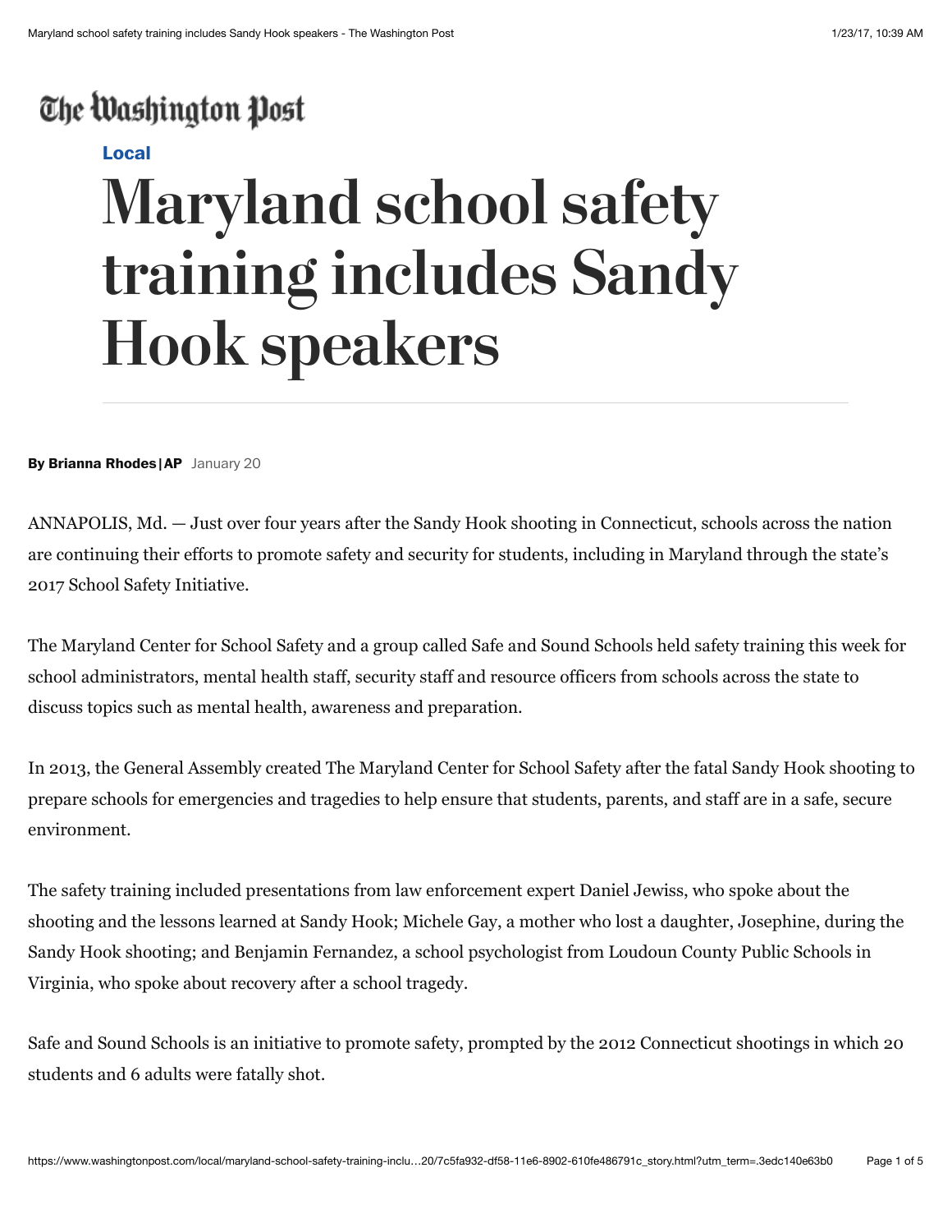The Washington Post

Local

# Maryland school safety training includes Sandy Hook speakers

**By Brianna Rhodes | AP** January 20

ANNAPOLIS, Md. — Just over four years after the Sandy Hook shooting in Connecticut, schools across the nation are continuing their efforts to promote safety and security for students, including in Maryland through the state's 2017 School Safety Initiative.

The Maryland Center for School Safety and a group called Safe and Sound Schools held safety training this week for school administrators, mental health staff, security staff and resource officers from schools across the state to discuss topics such as mental health, awareness and preparation.

In 2013, the General Assembly created The Maryland Center for School Safety after the fatal Sandy Hook shooting to prepare schools for emergencies and tragedies to help ensure that students, parents, and staff are in a safe, secure environment.

The safety training included presentations from law enforcement expert Daniel Jewiss, who spoke about the shooting and the lessons learned at Sandy Hook; Michele Gay, a mother who lost a daughter, Josephine, during the Sandy Hook shooting; and Benjamin Fernandez, a school psychologist from Loudoun County Public Schools in Virginia, who spoke about recovery after a school tragedy.

Safe and Sound Schools is an initiative to promote safety, prompted by the 2012 Connecticut shootings in which 20 students and 6 adults were fatally shot.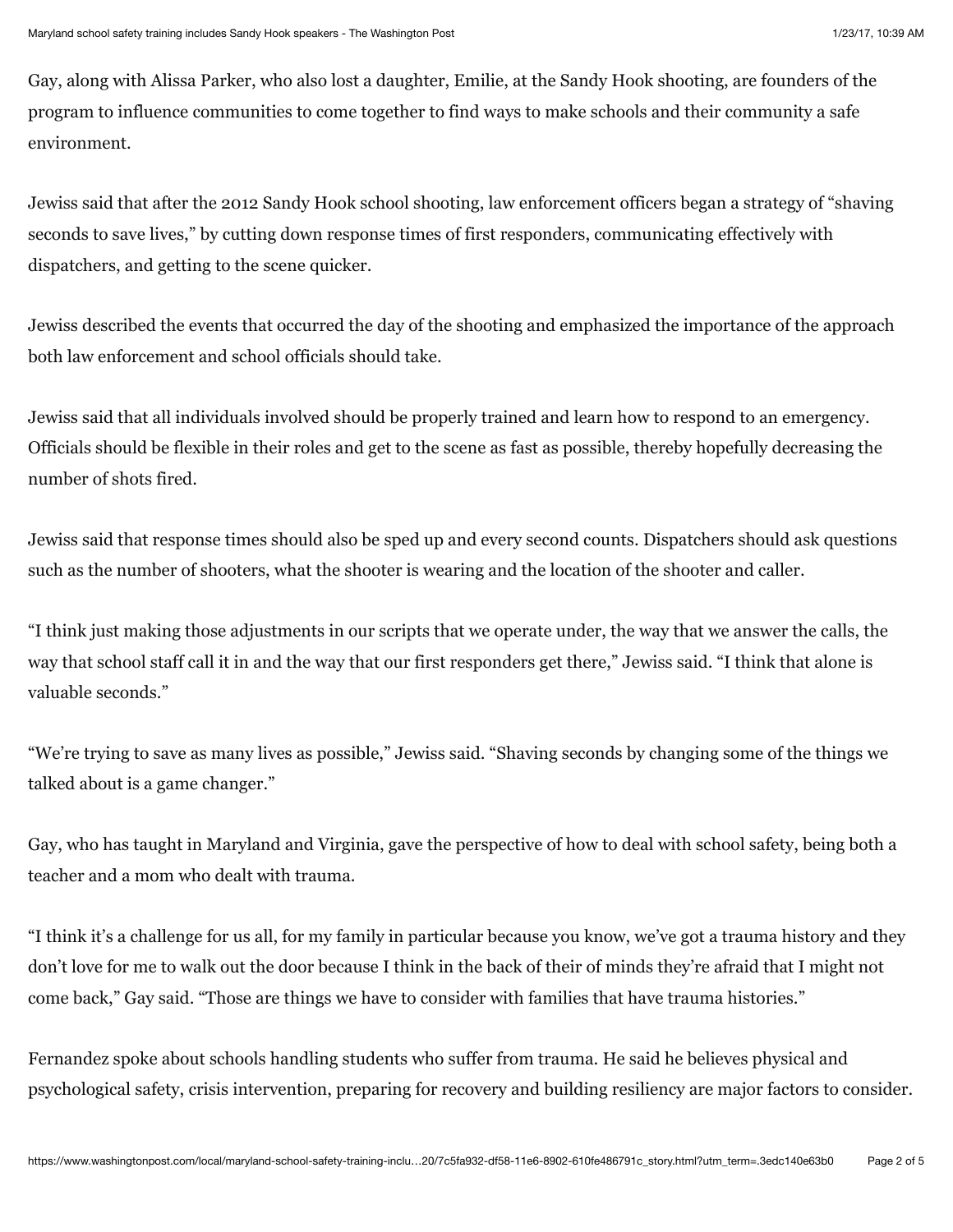Gay, along with Alissa Parker, who also lost a daughter, Emilie, at the Sandy Hook shooting, are founders of the program to influence communities to come together to find ways to make schools and their community a safe environment.

Jewiss said that after the 2012 Sandy Hook school shooting, law enforcement officers began a strategy of "shaving seconds to save lives," by cutting down response times of first responders, communicating effectively with dispatchers, and getting to the scene quicker.

Jewiss described the events that occurred the day of the shooting and emphasized the importance of the approach both law enforcement and school officials should take.

Jewiss said that all individuals involved should be properly trained and learn how to respond to an emergency. Officials should be flexible in their roles and get to the scene as fast as possible, thereby hopefully decreasing the number of shots fired.

Jewiss said that response times should also be sped up and every second counts. Dispatchers should ask questions such as the number of shooters, what the shooter is wearing and the location of the shooter and caller.

"I think just making those adjustments in our scripts that we operate under, the way that we answer the calls, the way that school staff call it in and the way that our first responders get there," Jewiss said. "I think that alone is valuable seconds."

"We're trying to save as many lives as possible," Jewiss said. "Shaving seconds by changing some of the things we talked about is a game changer."

Gay, who has taught in Maryland and Virginia, gave the perspective of how to deal with school safety, being both a teacher and a mom who dealt with trauma.

"I think it's a challenge for us all, for my family in particular because you know, we've got a trauma history and they don't love for me to walk out the door because I think in the back of their of minds they're afraid that I might not come back," Gay said. "Those are things we have to consider with families that have trauma histories."

Fernandez spoke about schools handling students who suffer from trauma. He said he believes physical and psychological safety, crisis intervention, preparing for recovery and building resiliency are major factors to consider.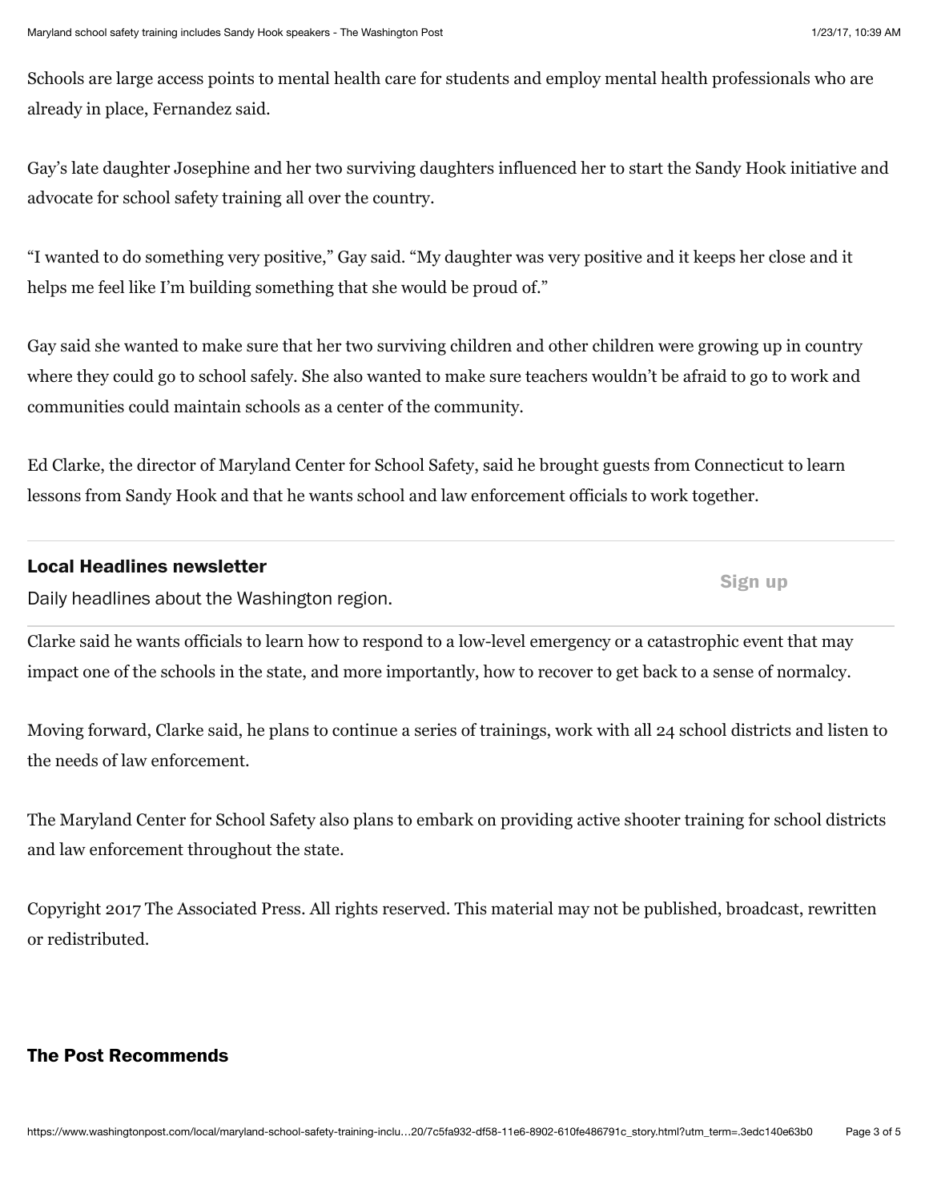Schools are large access points to mental health care for students and employ mental health professionals who are already in place, Fernandez said.

Gay's late daughter Josephine and her two surviving daughters influenced her to start the Sandy Hook initiative and advocate for school safety training all over the country.

"I wanted to do something very positive," Gay said. "My daughter was very positive and it keeps her close and it helps me feel like I'm building something that she would be proud of."

Gay said she wanted to make sure that her two surviving children and other children were growing up in country where they could go to school safely. She also wanted to make sure teachers wouldn't be afraid to go to work and communities could maintain schools as a center of the community.

Ed Clarke, the director of Maryland Center for School Safety, said he brought guests from Connecticut to learn lessons from Sandy Hook and that he wants school and law enforcement officials to work together.

**Local Headlines newsletter**

Daily headlines about the Washington region.

Sign up

Clarke said he wants officials to learn how to respond to a low-level emergency or a catastrophic event that may impact one of the schools in the state, and more importantly, how to recover to get back to a sense of normalcy.

Moving forward, Clarke said, he plans to continue a series of trainings, work with all 24 school districts and listen to the needs of law enforcement.

The Maryland Center for School Safety also plans to embark on providing active shooter training for school districts and law enforcement throughout the state.

Copyright 2017 The Associated Press. All rights reserved. This material may not be published, broadcast, rewritten or redistributed.

## The Post Recommends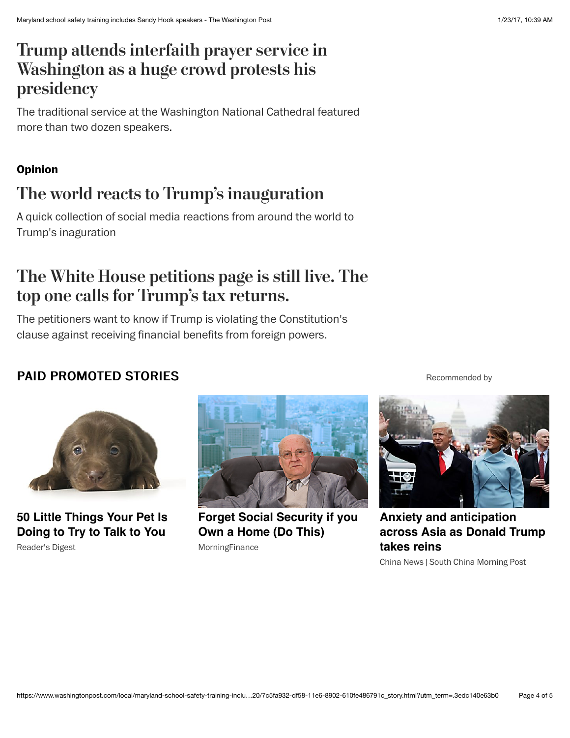## Trump attends interfaith prayer service in Washington as a huge crowd protests his presidency

The traditional service at the Washington National Cathedral featured more than two dozen speakers.

**Opinion**

## The world reacts to Trump's inauguration

A quick collection of social media reactions from around the world to Trump's inaguration

## The White House petitions page is still live. The top one calls for Trump's tax returns.

The petitioners want to know if Trump is violating the Constitution's clause against receiving financial benefits from foreign powers.

### PAID PROMOTED STORIES

Recommended by

**50 Little Things Your Pet Is Doing to Try to Talk to You**
Reader's Digest

**Forget Social Security if you Own a Home (Do This)**
MorningFinance

**Anxiety and anticipation across Asia as Donald Trump takes reins**
China News | South China Morning Post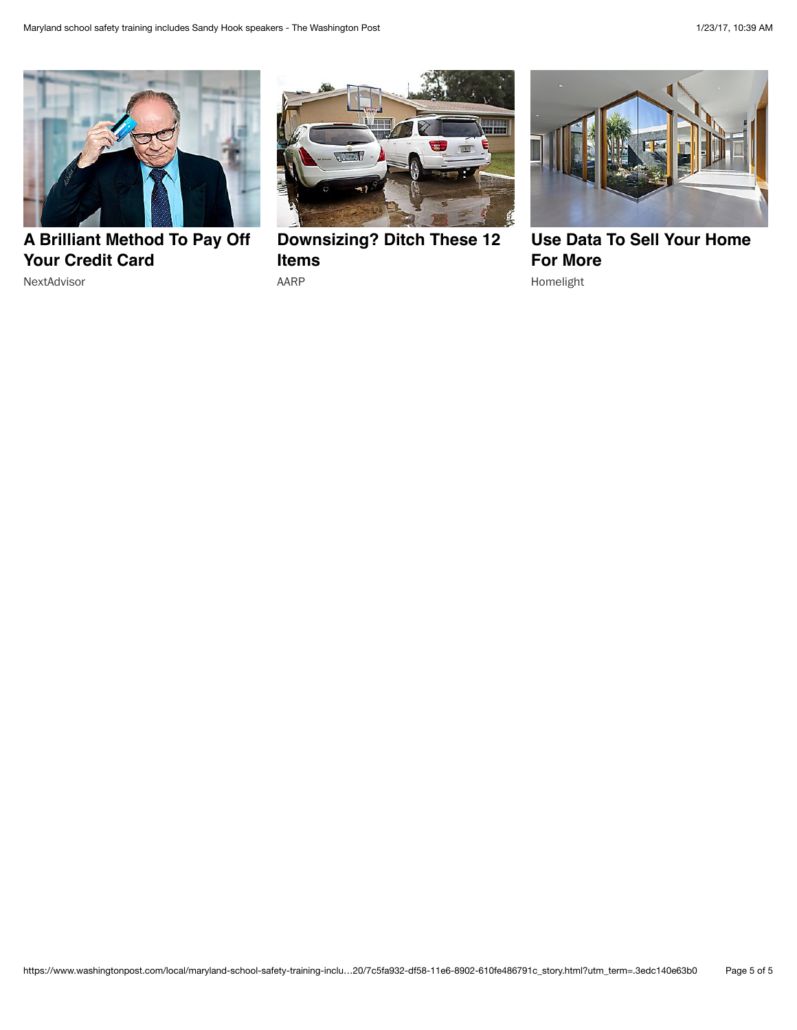**A Brilliant Method To Pay Off Your Credit Card**

NextAdvisor

**Downsizing? Ditch These 12 Items**

AARP

**Use Data To Sell Your Home For More**

Homelight